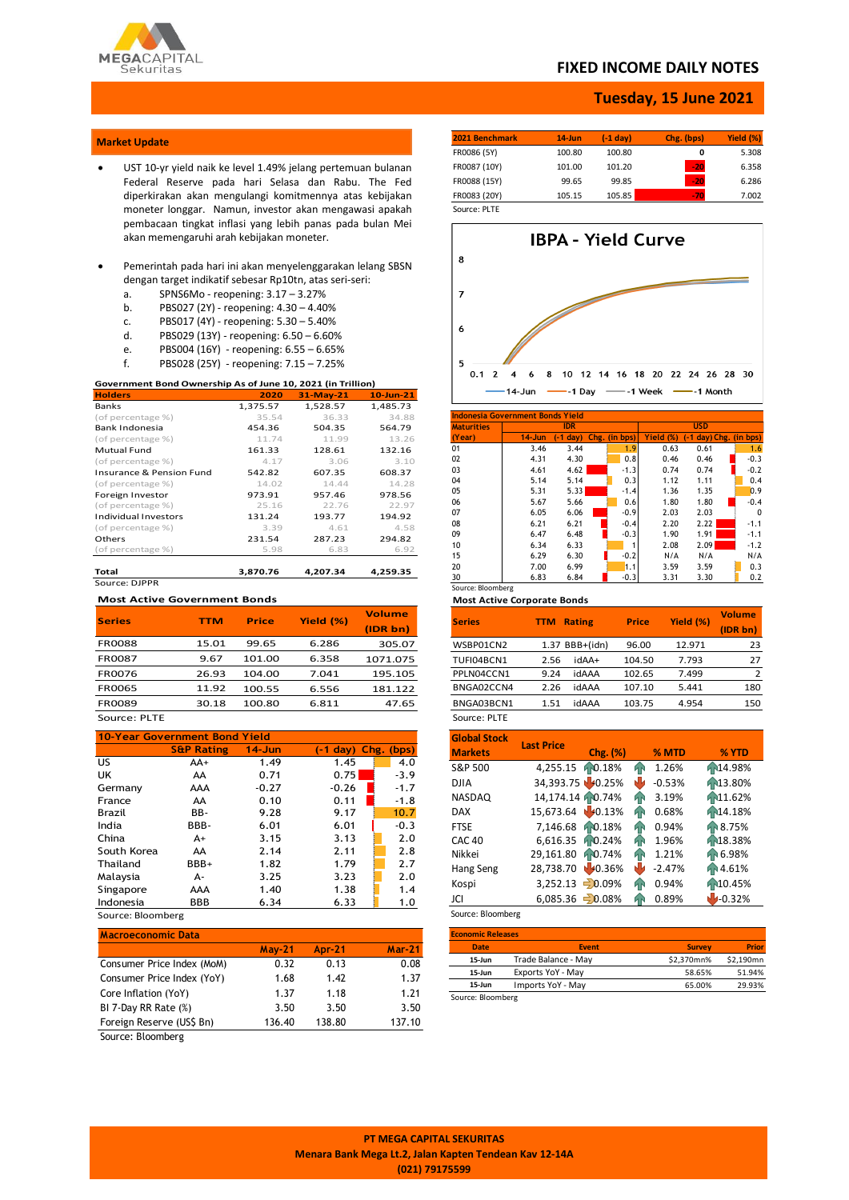# FIXED INCOME DAILY NOTES

## Tuesday, 15 June 2021

### Market Update

- UST 10-yr yield naik ke level 1.49% jelang pertemuan bulanan Federal Reserve pada hari Selasa dan Rabu. The Fed diperkirakan akan mengulangi komitmennya atas kebijakan moneter longgar. Namun, investor akan mengawasi apakah pembacaan tingkat inflasi yang lebih panas pada bulan Mei akan memengaruhi arah kebijakan moneter.

- Pemerintah pada hari ini akan menyelenggarakan lelang SBSN dengan target indikatif sebesar Rp10tn, atas seri-seri:
  a. SPNS6Mo - reopening: 3.17 – 3.27%
  b. PBS027 (2Y) - reopening: 4.30 – 4.40%
  c. PBS017 (4Y) - reopening: 5.30 – 5.40%
  d. PBS029 (13Y) - reopening: 6.50 – 6.60%
  e. PBS004 (16Y) - reopening: 6.55 – 6.65%
  f. PBS028 (25Y) - reopening: 7.15 – 7.25%

**Government Bond Ownership As of June 10, 2021 (in Trillion)**

| Holders | 2020 | 31-May-21 | 10-Jun-21 |
|---|---|---|---|
| Banks | 1,375.57 | 1,528.57 | 1,485.73 |
| (of percentage %) | 35.54 | 36.33 | 34.88 |
| Bank Indonesia | 454.36 | 504.35 | 564.79 |
| (of percentage %) | 11.74 | 11.99 | 13.26 |
| Mutual Fund | 161.33 | 128.61 | 132.16 |
| (of percentage %) | 4.17 | 3.06 | 3.10 |
| Insurance & Pension Fund | 542.82 | 607.35 | 608.37 |
| (of percentage %) | 14.02 | 14.44 | 14.28 |
| Foreign Investor | 973.91 | 957.46 | 978.56 |
| (of percentage %) | 25.16 | 22.76 | 22.97 |
| Individual Investors | 131.24 | 193.77 | 194.92 |
| (of percentage %) | 3.39 | 4.61 | 4.58 |
| Others | 231.54 | 287.23 | 294.82 |
| (of percentage %) | 5.98 | 6.83 | 6.92 |
| **Total** | **3,870.76** | **4,207.34** | **4,259.35** |

Source: DJPPR

**Most Active Government Bonds**

| Series | TTM | Price | Yield (%) | Volume (IDR bn) |
|---|---|---|---|---|
| FR0088 | 15.01 | 99.65 | 6.286 | 305.07 |
| FR0087 | 9.67 | 101.00 | 6.358 | 1071.075 |
| FR0076 | 26.93 | 104.00 | 7.041 | 195.105 |
| FR0065 | 11.92 | 100.55 | 6.556 | 181.122 |
| FR0089 | 30.18 | 100.80 | 6.811 | 47.65 |

Source: PLTE

**10-Year Government Bond Yield**

| | S&P Rating | 14-Jun | (-1 day) | Chg. (bps) |
|---|---|---|---|---|
| US | AA+ | 1.49 | 1.45 | 4.0 |
| UK | AA | 0.71 | 0.75 | -3.9 |
| Germany | AAA | -0.27 | -0.26 | -1.7 |
| France | AA | 0.10 | 0.11 | -1.8 |
| Brazil | BB- | 9.28 | 9.17 | 10.7 |
| India | BBB- | 6.01 | 6.01 | -0.3 |
| China | A+ | 3.15 | 3.13 | 2.0 |
| South Korea | AA | 2.14 | 2.11 | 2.8 |
| Thailand | BBB+ | 1.82 | 1.79 | 2.7 |
| Malaysia | A- | 3.25 | 3.23 | 2.0 |
| Singapore | AAA | 1.40 | 1.38 | 1.4 |
| Indonesia | BBB | 6.34 | 6.33 | 1.0 |

Source: Bloomberg

**Macroeconomic Data**

| | May-21 | Apr-21 | Mar-21 |
|---|---|---|---|
| Consumer Price Index (MoM) | 0.32 | 0.13 | 0.08 |
| Consumer Price Index (YoY) | 1.68 | 1.42 | 1.37 |
| Core Inflation (YoY) | 1.37 | 1.18 | 1.21 |
| BI 7-Day RR Rate (%) | 3.50 | 3.50 | 3.50 |
| Foreign Reserve (US$ Bn) | 136.40 | 138.80 | 137.10 |

Source: Bloomberg

| 2021 Benchmark | 14-Jun | (-1 day) | Chg. (bps) | Yield (%) |
|---|---|---|---|---|
| FR0086 (5Y) | 100.80 | 100.80 | 0 | 5.308 |
| FR0087 (10Y) | 101.00 | 101.20 | -20 | 6.358 |
| FR0088 (15Y) | 99.65 | 99.85 | -20 | 6.286 |
| FR0083 (20Y) | 105.15 | 105.85 | -70 | 7.002 |

Source: PLTE

IBPA - Yield Curve

8
7
6
5
0.1 2 4 6 8 10 12 14 16 18 20 22 24 26 28 30
14-Jun, -1 Day, -1 Week, -1 Month

**Indonesia Government Bonds Yield**

| Maturities (Year) | IDR 14-Jun | IDR (-1 day) | IDR Chg. (in bps) | USD Yield (%) | USD (-1 day) | USD Chg. (in bps) |
|---|---|---|---|---|---|---|
| 01 | 3.46 | 3.44 | 1.9 | 0.63 | 0.61 | 1.6 |
| 02 | 4.31 | 4.30 | 0.8 | 0.46 | 0.46 | -0.3 |
| 03 | 4.61 | 4.62 | -1.3 | 0.74 | 0.74 | -0.2 |
| 04 | 5.14 | 5.14 | 0.3 | 1.12 | 1.11 | 0.4 |
| 05 | 5.31 | 5.33 | -1.4 | 1.36 | 1.35 | 0.9 |
| 06 | 5.67 | 5.66 | 0.6 | 1.80 | 1.80 | -0.4 |
| 07 | 6.05 | 6.06 | -0.9 | 2.03 | 2.03 | 0 |
| 08 | 6.21 | 6.21 | -0.4 | 2.20 | 2.22 | -1.1 |
| 09 | 6.47 | 6.48 | -0.3 | 1.90 | 1.91 | -1.1 |
| 10 | 6.34 | 6.33 | 1 | 2.08 | 2.09 | -1.2 |
| 15 | 6.29 | 6.30 | -0.2 | N/A | N/A | N/A |
| 20 | 7.00 | 6.99 | 1.1 | 3.59 | 3.59 | 0.3 |
| 30 | 6.83 | 6.84 | -0.3 | 3.31 | 3.30 | 0.2 |

Source: Bloomberg

**Most Active Corporate Bonds**

| Series | TTM | Rating | Price | Yield (%) | Volume (IDR bn) |
|---|---|---|---|---|---|
| WSBP01CN2 | 1.37 | BBB+(idn) | 96.00 | 12.971 | 23 |
| TUFI04BCN1 | 2.56 | idAA+ | 104.50 | 7.793 | 27 |
| PPLN04CCN1 | 9.24 | idAAA | 102.65 | 7.499 | 2 |
| BNGA02CCN4 | 2.26 | idAAA | 107.10 | 5.441 | 180 |
| BNGA03BCN1 | 1.51 | idAAA | 103.75 | 4.954 | 150 |

Source: PLTE

| Global Stock Markets | Last Price | Chg. (%) | % MTD | % YTD |
|---|---|---|---|---|
| S&P 500 | 4,255.15 | 0.18% | 1.26% | 14.98% |
| DJIA | 34,393.75 | 0.25% | -0.53% | 13.80% |
| NASDAQ | 14,174.14 | 0.74% | 3.19% | 11.62% |
| DAX | 15,673.64 | 0.13% | 0.68% | 14.18% |
| FTSE | 7,146.68 | 0.18% | 0.94% | 8.75% |
| CAC 40 | 6,616.35 | 0.24% | 1.96% | 18.38% |
| Nikkei | 29,161.80 | 0.74% | 1.21% | 6.98% |
| Hang Seng | 28,738.70 | 0.36% | -2.47% | 4.61% |
| Kospi | 3,252.13 | 0.09% | 0.94% | 10.45% |
| JCI | 6,085.36 | 0.08% | 0.89% | -0.32% |

Source: Bloomberg

**Economic Releases**

| Date | Event | Survey | Prior |
|---|---|---|---|
| 15-Jun | Trade Balance - May | $2,370mn% | $2,190mn |
| 15-Jun | Exports YoY - May | 58.65% | 51.94% |
| 15-Jun | Imports YoY - May | 65.00% | 29.93% |

Source: Bloomberg

**PT MEGA CAPITAL SEKURITAS**
**Menara Bank Mega Lt.2, Jalan Kapten Tendean Kav 12-14A**
**(021) 79175599**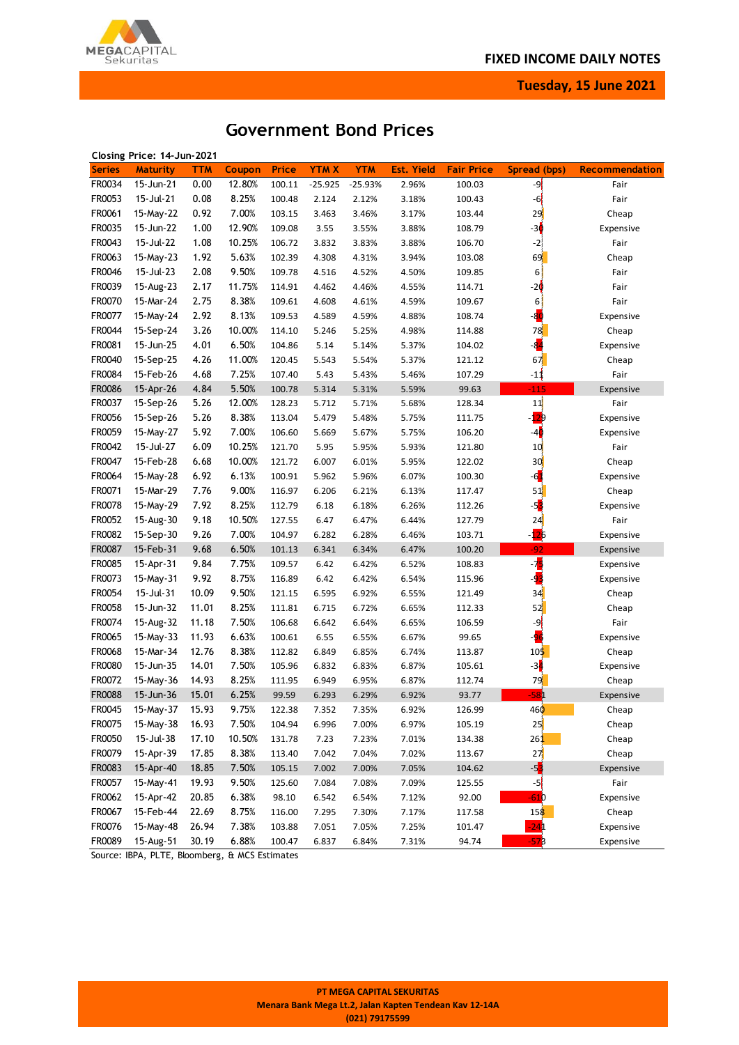## Government Bond Prices

**Closing Price: 14-Jun-2021**

| Series | Maturity | TTM | Coupon | Price | YTM X | YTM | Est. Yield | Fair Price | Spread (bps) | Recommendation |
|---|---|---|---|---|---|---|---|---|---|---|
| FR0034 | 15-Jun-21 | 0.00 | 12.80% | 100.11 | -25.925 | -25.93% | 2.96% | 100.03 | -9 | Fair |
| FR0053 | 15-Jul-21 | 0.08 | 8.25% | 100.48 | 2.124 | 2.12% | 3.18% | 100.43 | -6 | Fair |
| FR0061 | 15-May-22 | 0.92 | 7.00% | 103.15 | 3.463 | 3.46% | 3.17% | 103.44 | 29 | Cheap |
| FR0035 | 15-Jun-22 | 1.00 | 12.90% | 109.08 | 3.55 | 3.55% | 3.88% | 108.79 | -30 | Expensive |
| FR0043 | 15-Jul-22 | 1.08 | 10.25% | 106.72 | 3.832 | 3.83% | 3.88% | 106.70 | -2 | Fair |
| FR0063 | 15-May-23 | 1.92 | 5.63% | 102.39 | 4.308 | 4.31% | 3.94% | 103.08 | 69 | Cheap |
| FR0046 | 15-Jul-23 | 2.08 | 9.50% | 109.78 | 4.516 | 4.52% | 4.50% | 109.85 | 6 | Fair |
| FR0039 | 15-Aug-23 | 2.17 | 11.75% | 114.91 | 4.462 | 4.46% | 4.55% | 114.71 | -20 | Fair |
| FR0070 | 15-Mar-24 | 2.75 | 8.38% | 109.61 | 4.608 | 4.61% | 4.59% | 109.67 | 6 | Fair |
| FR0077 | 15-May-24 | 2.92 | 8.13% | 109.53 | 4.589 | 4.59% | 4.88% | 108.74 | -80 | Expensive |
| FR0044 | 15-Sep-24 | 3.26 | 10.00% | 114.10 | 5.246 | 5.25% | 4.98% | 114.88 | 78 | Cheap |
| FR0081 | 15-Jun-25 | 4.01 | 6.50% | 104.86 | 5.14 | 5.14% | 5.37% | 104.02 | -84 | Expensive |
| FR0040 | 15-Sep-25 | 4.26 | 11.00% | 120.45 | 5.543 | 5.54% | 5.37% | 121.12 | 67 | Cheap |
| FR0084 | 15-Feb-26 | 4.68 | 7.25% | 107.40 | 5.43 | 5.43% | 5.46% | 107.29 | -11 | Fair |
| FR0086 | 15-Apr-26 | 4.84 | 5.50% | 100.78 | 5.314 | 5.31% | 5.59% | 99.63 | -115 | Expensive |
| FR0037 | 15-Sep-26 | 5.26 | 12.00% | 128.23 | 5.712 | 5.71% | 5.68% | 128.34 | 11 | Fair |
| FR0056 | 15-Sep-26 | 5.26 | 8.38% | 113.04 | 5.479 | 5.48% | 5.75% | 111.75 | -129 | Expensive |
| FR0059 | 15-May-27 | 5.92 | 7.00% | 106.60 | 5.669 | 5.67% | 5.75% | 106.20 | -40 | Expensive |
| FR0042 | 15-Jul-27 | 6.09 | 10.25% | 121.70 | 5.95 | 5.95% | 5.93% | 121.80 | 10 | Fair |
| FR0047 | 15-Feb-28 | 6.68 | 10.00% | 121.72 | 6.007 | 6.01% | 5.95% | 122.02 | 30 | Cheap |
| FR0064 | 15-May-28 | 6.92 | 6.13% | 100.91 | 5.962 | 5.96% | 6.07% | 100.30 | -61 | Expensive |
| FR0071 | 15-Mar-29 | 7.76 | 9.00% | 116.97 | 6.206 | 6.21% | 6.13% | 117.47 | 51 | Cheap |
| FR0078 | 15-May-29 | 7.92 | 8.25% | 112.79 | 6.18 | 6.18% | 6.26% | 112.26 | -53 | Expensive |
| FR0052 | 15-Aug-30 | 9.18 | 10.50% | 127.55 | 6.47 | 6.47% | 6.44% | 127.79 | 24 | Fair |
| FR0082 | 15-Sep-30 | 9.26 | 7.00% | 104.97 | 6.282 | 6.28% | 6.46% | 103.71 | -126 | Expensive |
| FR0087 | 15-Feb-31 | 9.68 | 6.50% | 101.13 | 6.341 | 6.34% | 6.47% | 100.20 | -92 | Expensive |
| FR0085 | 15-Apr-31 | 9.84 | 7.75% | 109.57 | 6.42 | 6.42% | 6.52% | 108.83 | -75 | Expensive |
| FR0073 | 15-May-31 | 9.92 | 8.75% | 116.89 | 6.42 | 6.42% | 6.54% | 115.96 | -93 | Expensive |
| FR0054 | 15-Jul-31 | 10.09 | 9.50% | 121.15 | 6.595 | 6.92% | 6.55% | 121.49 | 34 | Cheap |
| FR0058 | 15-Jun-32 | 11.01 | 8.25% | 111.81 | 6.715 | 6.72% | 6.65% | 112.33 | 52 | Cheap |
| FR0074 | 15-Aug-32 | 11.18 | 7.50% | 106.68 | 6.642 | 6.64% | 6.65% | 106.59 | -9 | Fair |
| FR0065 | 15-May-33 | 11.93 | 6.63% | 100.61 | 6.55 | 6.55% | 6.67% | 99.65 | -96 | Expensive |
| FR0068 | 15-Mar-34 | 12.76 | 8.38% | 112.82 | 6.849 | 6.85% | 6.74% | 113.87 | 105 | Cheap |
| FR0080 | 15-Jun-35 | 14.01 | 7.50% | 105.96 | 6.832 | 6.83% | 6.87% | 105.61 | -35 | Expensive |
| FR0072 | 15-May-36 | 14.93 | 8.25% | 111.95 | 6.949 | 6.95% | 6.87% | 112.74 | 79 | Cheap |
| FR0088 | 15-Jun-36 | 15.01 | 6.25% | 99.59 | 6.293 | 6.29% | 6.92% | 93.77 | -581 | Expensive |
| FR0045 | 15-May-37 | 15.93 | 9.75% | 122.38 | 7.352 | 7.35% | 6.92% | 126.99 | 460 | Cheap |
| FR0075 | 15-May-38 | 16.93 | 7.50% | 104.94 | 6.996 | 7.00% | 6.97% | 105.19 | 25 | Cheap |
| FR0050 | 15-Jul-38 | 17.10 | 10.50% | 131.78 | 7.23 | 7.23% | 7.01% | 134.38 | 261 | Cheap |
| FR0079 | 15-Apr-39 | 17.85 | 8.38% | 113.40 | 7.042 | 7.04% | 7.02% | 113.67 | 27 | Cheap |
| FR0083 | 15-Apr-40 | 18.85 | 7.50% | 105.15 | 7.002 | 7.00% | 7.05% | 104.62 | -53 | Expensive |
| FR0057 | 15-May-41 | 19.93 | 9.50% | 125.60 | 7.084 | 7.08% | 7.09% | 125.55 | -5 | Fair |
| FR0062 | 15-Apr-42 | 20.85 | 6.38% | 98.10 | 6.542 | 6.54% | 7.12% | 92.00 | -610 | Expensive |
| FR0067 | 15-Feb-44 | 22.69 | 8.75% | 116.00 | 7.295 | 7.30% | 7.17% | 117.58 | 158 | Cheap |
| FR0076 | 15-May-48 | 26.94 | 7.38% | 103.88 | 7.051 | 7.05% | 7.25% | 101.47 | -241 | Expensive |
| FR0089 | 15-Aug-51 | 30.19 | 6.88% | 100.47 | 6.837 | 6.84% | 7.31% | 94.74 | -573 | Expensive |

Source: IBPA, PLTE, Bloomberg, & MCS Estimates

**PT MEGA CAPITAL SEKURITAS**
**Menara Bank Mega Lt.2, Jalan Kapten Tendean Kav 12-14A**
**(021) 79175599**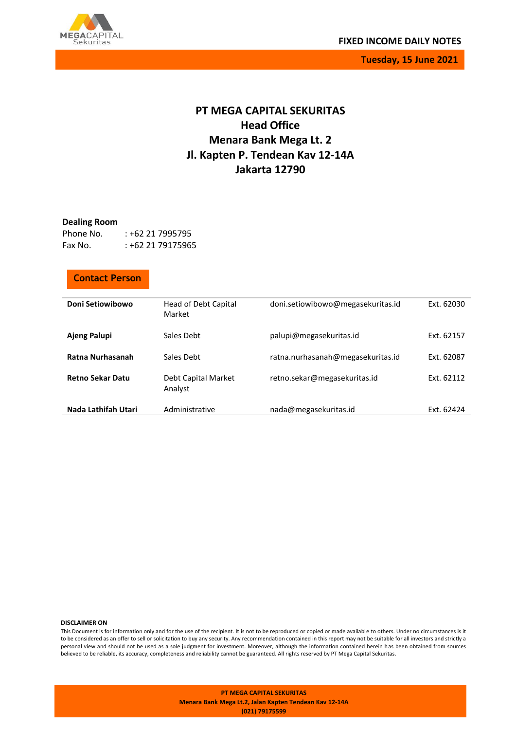# PT MEGA CAPITAL SEKURITAS
## Head Office
## Menara Bank Mega Lt. 2
## Jl. Kapten P. Tendean Kav 12-14A
## Jakarta 12790

**Dealing Room**

Phone No. : +62 21 7995795

Fax No. : +62 21 79175965

## Contact Person

| | | | |
|---|---|---|---|
| **Doni Setiowibowo** | Head of Debt Capital Market | doni.setiowibowo@megasekuritas.id | Ext. 62030 |
| **Ajeng Palupi** | Sales Debt | palupi@megasekuritas.id | Ext. 62157 |
| **Ratna Nurhasanah** | Sales Debt | ratna.nurhasanah@megasekuritas.id | Ext. 62087 |
| **Retno Sekar Datu** | Debt Capital Market Analyst | retno.sekar@megasekuritas.id | Ext. 62112 |
| **Nada Lathifah Utari** | Administrative | nada@megasekuritas.id | Ext. 62424 |

**DISCLAIMER ON**

This Document is for information only and for the use of the recipient. It is not to be reproduced or copied or made available to others. Under no circumstances is it to be considered as an offer to sell or solicitation to buy any security. Any recommendation contained in this report may not be suitable for all investors and strictly a personal view and should not be used as a sole judgment for investment. Moreover, although the information contained herein has been obtained from sources believed to be reliable, its accuracy, completeness and reliability cannot be guaranteed. All rights reserved by PT Mega Capital Sekuritas.